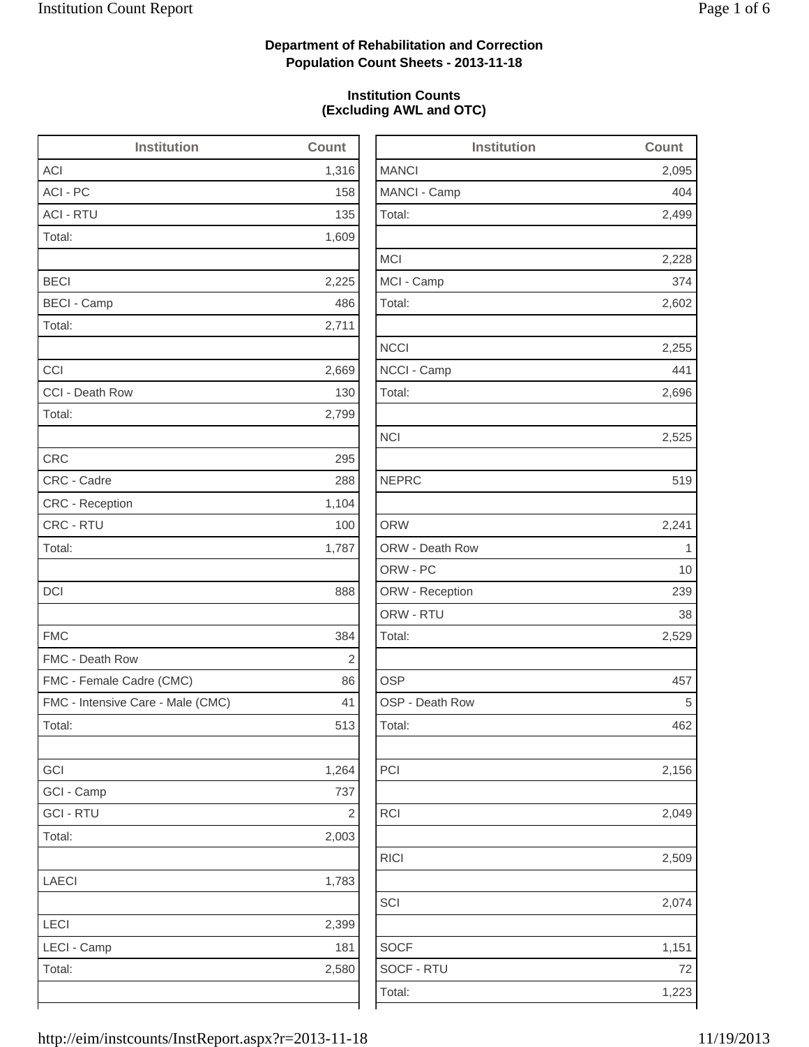**Department of Rehabilitation and Correction**
**Population Count Sheets - 2013-11-18**

**Institution Counts**
**(Excluding AWL and OTC)**

| Institution | Count |
|---|---|
| ACI | 1,316 |
| ACI - PC | 158 |
| ACI - RTU | 135 |
| Total: | 1,609 |
| | |
| BECI | 2,225 |
| BECI - Camp | 486 |
| Total: | 2,711 |
| | |
| CCI | 2,669 |
| CCI - Death Row | 130 |
| Total: | 2,799 |
| | |
| CRC | 295 |
| CRC - Cadre | 288 |
| CRC - Reception | 1,104 |
| CRC - RTU | 100 |
| Total: | 1,787 |
| | |
| DCI | 888 |
| | |
| FMC | 384 |
| FMC - Death Row | 2 |
| FMC - Female Cadre (CMC) | 86 |
| FMC - Intensive Care - Male (CMC) | 41 |
| Total: | 513 |
| | |
| GCI | 1,264 |
| GCI - Camp | 737 |
| GCI - RTU | 2 |
| Total: | 2,003 |
| | |
| LAECI | 1,783 |
| | |
| LECI | 2,399 |
| LECI - Camp | 181 |
| Total: | 2,580 |

| Institution | Count |
|---|---|
| MANCI | 2,095 |
| MANCI - Camp | 404 |
| Total: | 2,499 |
| | |
| MCI | 2,228 |
| MCI - Camp | 374 |
| Total: | 2,602 |
| | |
| NCCI | 2,255 |
| NCCI - Camp | 441 |
| Total: | 2,696 |
| | |
| NCI | 2,525 |
| | |
| NEPRC | 519 |
| | |
| ORW | 2,241 |
| ORW - Death Row | 1 |
| ORW - PC | 10 |
| ORW - Reception | 239 |
| ORW - RTU | 38 |
| Total: | 2,529 |
| | |
| OSP | 457 |
| OSP - Death Row | 5 |
| Total: | 462 |
| | |
| PCI | 2,156 |
| | |
| RCI | 2,049 |
| | |
| RICI | 2,509 |
| | |
| SCI | 2,074 |
| | |
| SOCF | 1,151 |
| SOCF - RTU | 72 |
| Total: | 1,223 |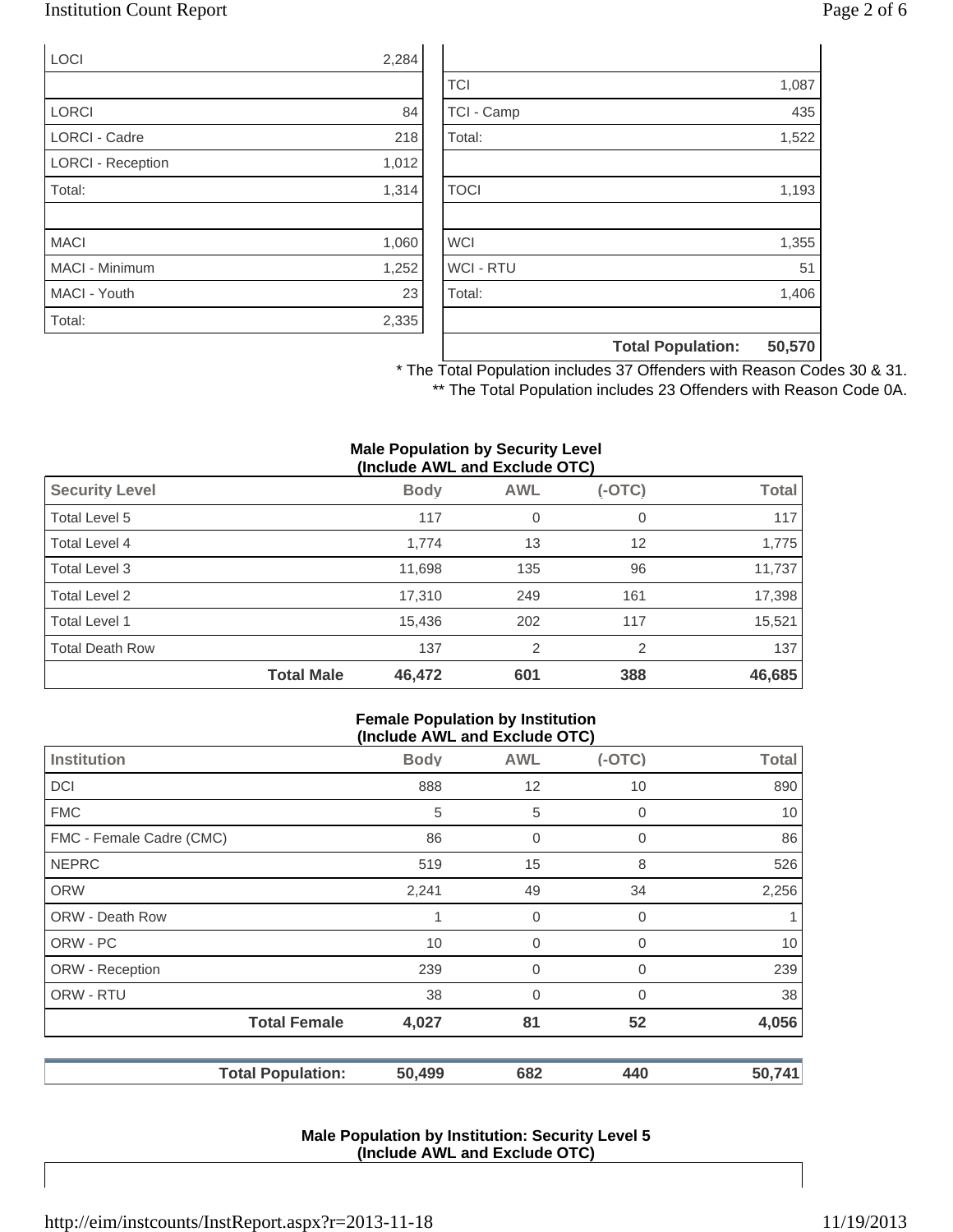| | |
|---|---|
| LOCI | 2,284 |
| | |
| LORCI | 84 |
| LORCI - Cadre | 218 |
| LORCI - Reception | 1,012 |
| Total: | 1,314 |
| | |
| MACI | 1,060 |
| MACI - Minimum | 1,252 |
| MACI - Youth | 23 |
| Total: | 2,335 |

| | |
|---|---|
| TCI | 1,087 |
| TCI - Camp | 435 |
| Total: | 1,522 |
| | |
| TOCI | 1,193 |
| | |
| WCI | 1,355 |
| WCI - RTU | 51 |
| Total: | 1,406 |
| | |
| **Total Population:** | **50,570** |

\* The Total Population includes 37 Offenders with Reason Codes 30 & 31.

\*\* The Total Population includes 23 Offenders with Reason Code 0A.

**Male Population by Security Level (Include AWL and Exclude OTC)**

| Security Level | Body | AWL | (-OTC) | Total |
|---|---|---|---|---|
| Total Level 5 | 117 | 0 | 0 | 117 |
| Total Level 4 | 1,774 | 13 | 12 | 1,775 |
| Total Level 3 | 11,698 | 135 | 96 | 11,737 |
| Total Level 2 | 17,310 | 249 | 161 | 17,398 |
| Total Level 1 | 15,436 | 202 | 117 | 15,521 |
| Total Death Row | 137 | 2 | 2 | 137 |
| **Total Male** | **46,472** | **601** | **388** | **46,685** |

**Female Population by Institution (Include AWL and Exclude OTC)**

| Institution | Body | AWL | (-OTC) | Total |
|---|---|---|---|---|
| DCI | 888 | 12 | 10 | 890 |
| FMC | 5 | 5 | 0 | 10 |
| FMC - Female Cadre (CMC) | 86 | 0 | 0 | 86 |
| NEPRC | 519 | 15 | 8 | 526 |
| ORW | 2,241 | 49 | 34 | 2,256 |
| ORW - Death Row | 1 | 0 | 0 | 1 |
| ORW - PC | 10 | 0 | 0 | 10 |
| ORW - Reception | 239 | 0 | 0 | 239 |
| ORW - RTU | 38 | 0 | 0 | 38 |
| **Total Female** | **4,027** | **81** | **52** | **4,056** |

| | | | | |
|---|---|---|---|---|
| **Total Population:** | **50,499** | **682** | **440** | **50,741** |

**Male Population by Institution: Security Level 5 (Include AWL and Exclude OTC)**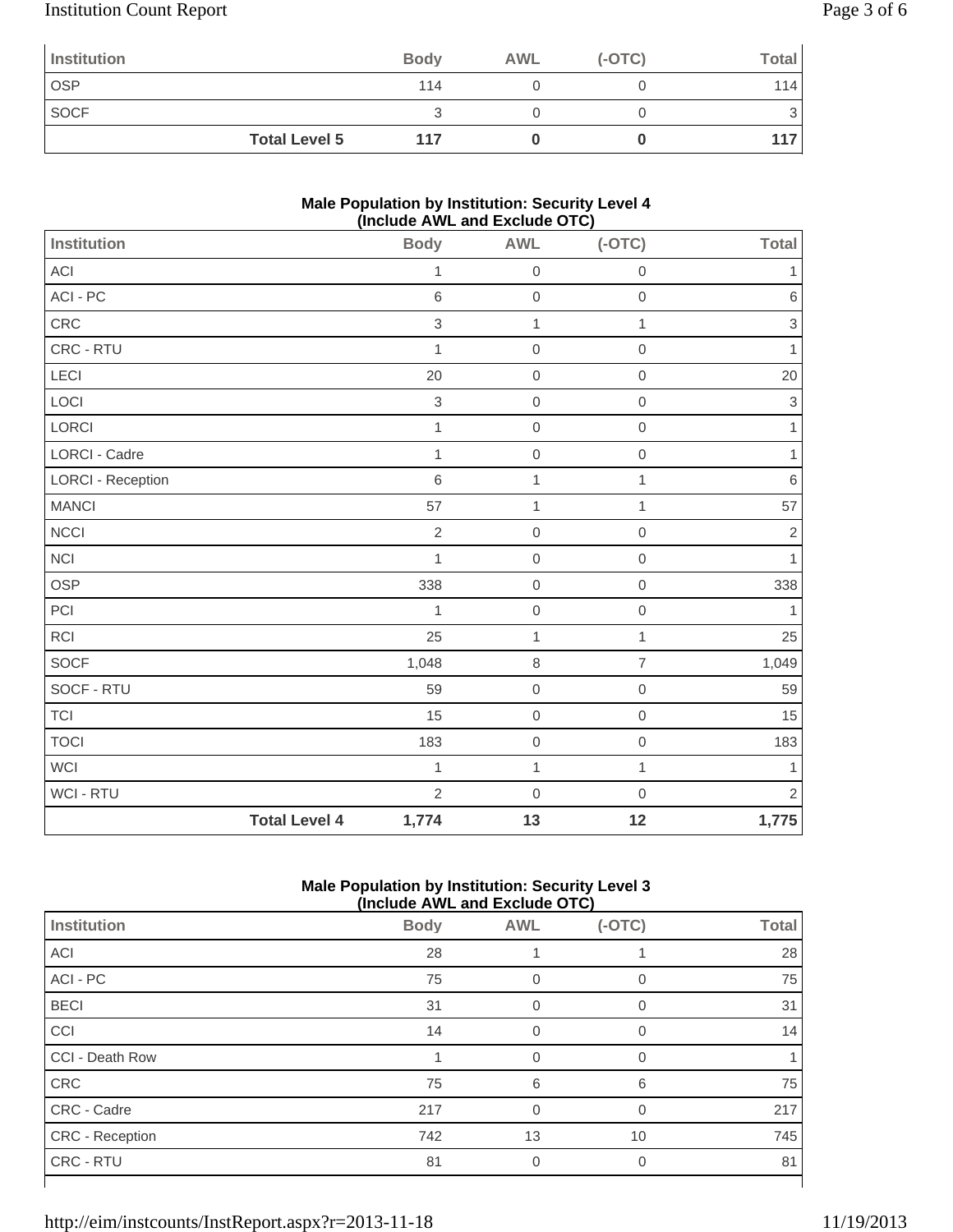| Institution | Body | AWL | (-OTC) | Total |
|---|---|---|---|---|
| OSP | 114 | 0 | 0 | 114 |
| SOCF | 3 | 0 | 0 | 3 |
| **Total Level 5** | **117** | **0** | **0** | **117** |

**Male Population by Institution: Security Level 4 (Include AWL and Exclude OTC)**

| Institution | Body | AWL | (-OTC) | Total |
|---|---|---|---|---|
| ACI | 1 | 0 | 0 | 1 |
| ACI - PC | 6 | 0 | 0 | 6 |
| CRC | 3 | 1 | 1 | 3 |
| CRC - RTU | 1 | 0 | 0 | 1 |
| LECI | 20 | 0 | 0 | 20 |
| LOCI | 3 | 0 | 0 | 3 |
| LORCI | 1 | 0 | 0 | 1 |
| LORCI - Cadre | 1 | 0 | 0 | 1 |
| LORCI - Reception | 6 | 1 | 1 | 6 |
| MANCI | 57 | 1 | 1 | 57 |
| NCCI | 2 | 0 | 0 | 2 |
| NCI | 1 | 0 | 0 | 1 |
| OSP | 338 | 0 | 0 | 338 |
| PCI | 1 | 0 | 0 | 1 |
| RCI | 25 | 1 | 1 | 25 |
| SOCF | 1,048 | 8 | 7 | 1,049 |
| SOCF - RTU | 59 | 0 | 0 | 59 |
| TCI | 15 | 0 | 0 | 15 |
| TOCI | 183 | 0 | 0 | 183 |
| WCI | 1 | 1 | 1 | 1 |
| WCI - RTU | 2 | 0 | 0 | 2 |
| **Total Level 4** | **1,774** | **13** | **12** | **1,775** |

**Male Population by Institution: Security Level 3 (Include AWL and Exclude OTC)**

| Institution | Body | AWL | (-OTC) | Total |
|---|---|---|---|---|
| ACI | 28 | 1 | 1 | 28 |
| ACI - PC | 75 | 0 | 0 | 75 |
| BECI | 31 | 0 | 0 | 31 |
| CCI | 14 | 0 | 0 | 14 |
| CCI - Death Row | 1 | 0 | 0 | 1 |
| CRC | 75 | 6 | 6 | 75 |
| CRC - Cadre | 217 | 0 | 0 | 217 |
| CRC - Reception | 742 | 13 | 10 | 745 |
| CRC - RTU | 81 | 0 | 0 | 81 |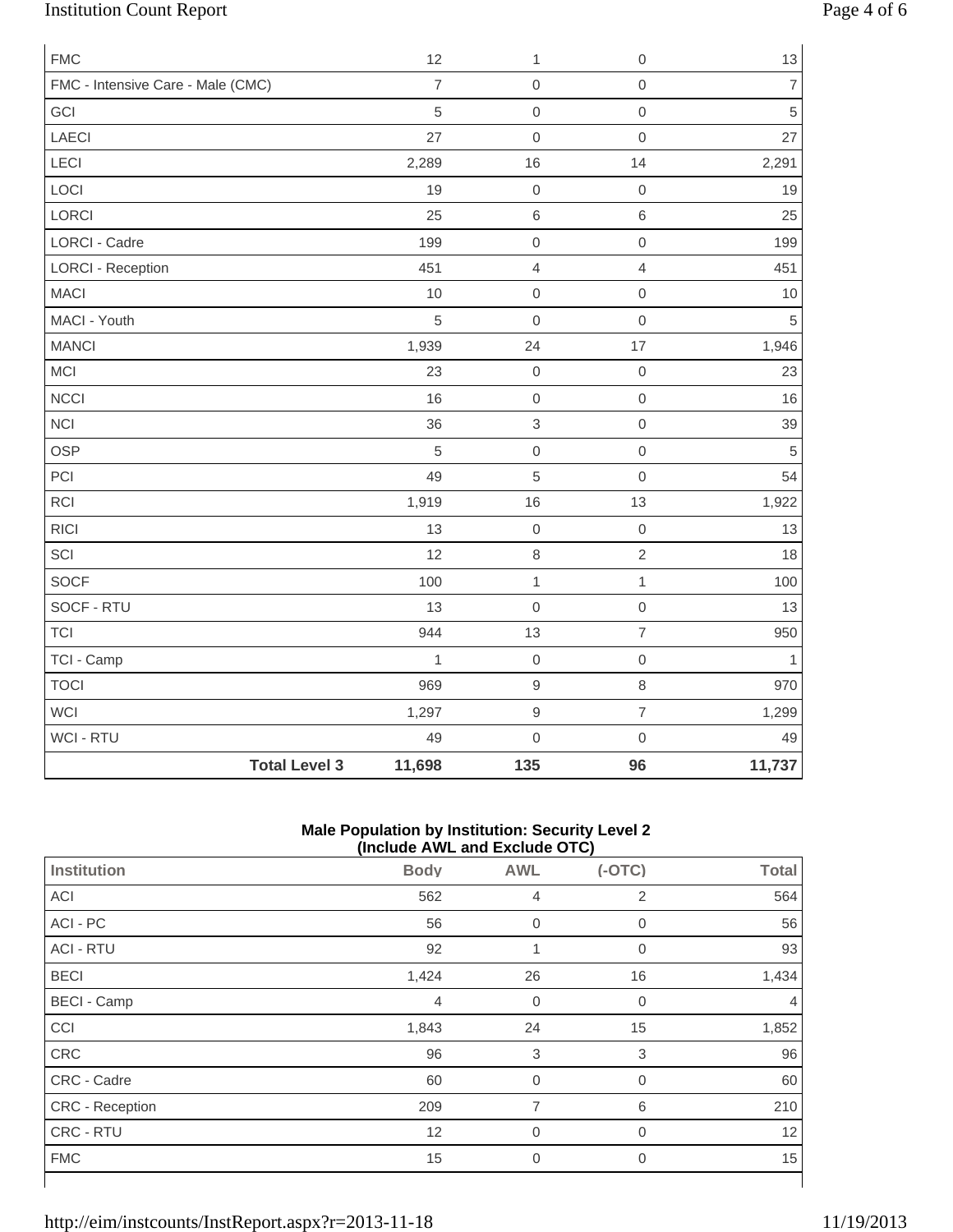| | | | | |
|---|---|---|---|---|
| FMC | 12 | 1 | 0 | 13 |
| FMC - Intensive Care - Male (CMC) | 7 | 0 | 0 | 7 |
| GCI | 5 | 0 | 0 | 5 |
| LAECI | 27 | 0 | 0 | 27 |
| LECI | 2,289 | 16 | 14 | 2,291 |
| LOCI | 19 | 0 | 0 | 19 |
| LORCI | 25 | 6 | 6 | 25 |
| LORCI - Cadre | 199 | 0 | 0 | 199 |
| LORCI - Reception | 451 | 4 | 4 | 451 |
| MACI | 10 | 0 | 0 | 10 |
| MACI - Youth | 5 | 0 | 0 | 5 |
| MANCI | 1,939 | 24 | 17 | 1,946 |
| MCI | 23 | 0 | 0 | 23 |
| NCCI | 16 | 0 | 0 | 16 |
| NCI | 36 | 3 | 0 | 39 |
| OSP | 5 | 0 | 0 | 5 |
| PCI | 49 | 5 | 0 | 54 |
| RCI | 1,919 | 16 | 13 | 1,922 |
| RICI | 13 | 0 | 0 | 13 |
| SCI | 12 | 8 | 2 | 18 |
| SOCF | 100 | 1 | 1 | 100 |
| SOCF - RTU | 13 | 0 | 0 | 13 |
| TCI | 944 | 13 | 7 | 950 |
| TCI - Camp | 1 | 0 | 0 | 1 |
| TOCI | 969 | 9 | 8 | 970 |
| WCI | 1,297 | 9 | 7 | 1,299 |
| WCI - RTU | 49 | 0 | 0 | 49 |
| **Total Level 3** | **11,698** | **135** | **96** | **11,737** |

**Male Population by Institution: Security Level 2**
**(Include AWL and Exclude OTC)**

| Institution | Body | AWL | (-OTC) | Total |
|---|---|---|---|---|
| ACI | 562 | 4 | 2 | 564 |
| ACI - PC | 56 | 0 | 0 | 56 |
| ACI - RTU | 92 | 1 | 0 | 93 |
| BECI | 1,424 | 26 | 16 | 1,434 |
| BECI - Camp | 4 | 0 | 0 | 4 |
| CCI | 1,843 | 24 | 15 | 1,852 |
| CRC | 96 | 3 | 3 | 96 |
| CRC - Cadre | 60 | 0 | 0 | 60 |
| CRC - Reception | 209 | 7 | 6 | 210 |
| CRC - RTU | 12 | 0 | 0 | 12 |
| FMC | 15 | 0 | 0 | 15 |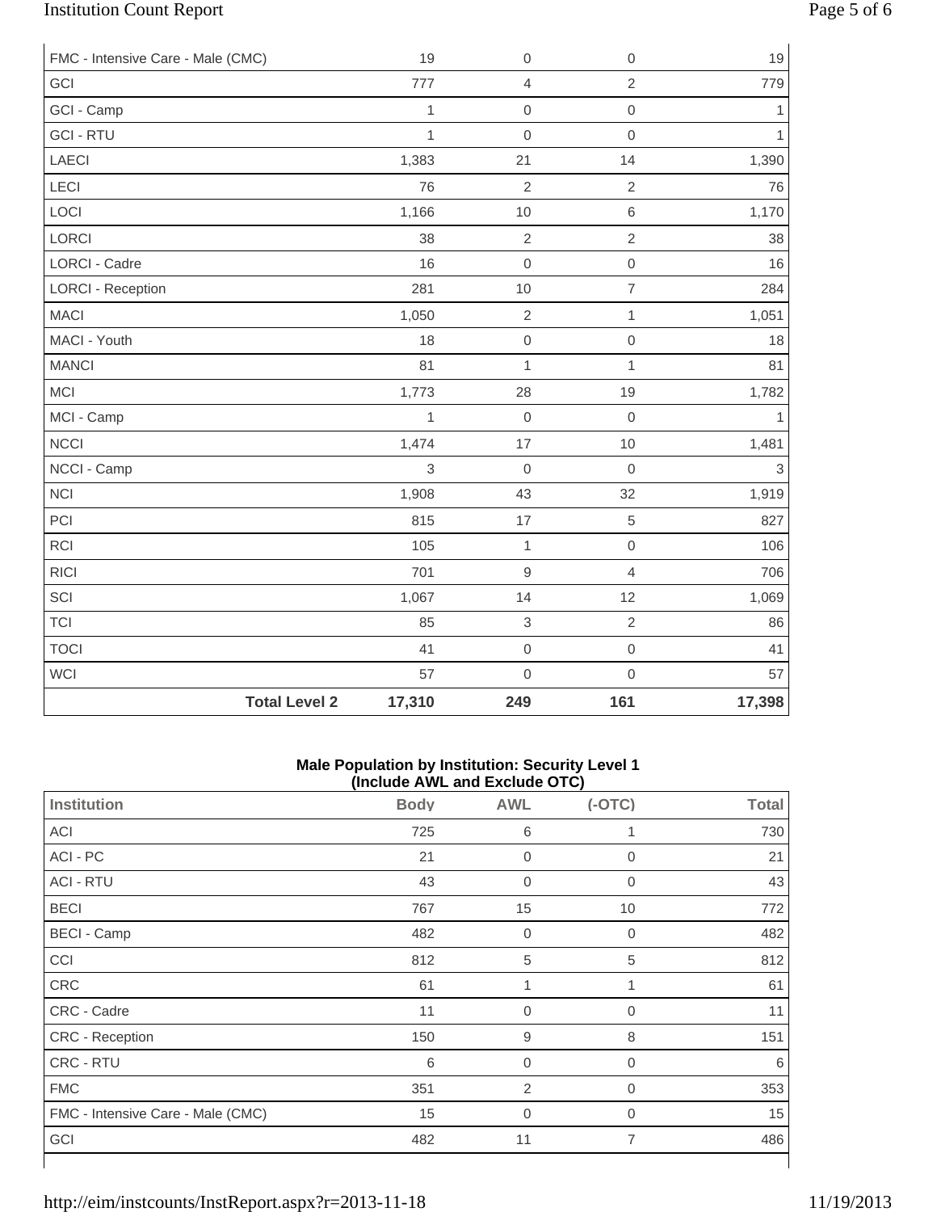| | | | | |
|---|---|---|---|---|
| FMC - Intensive Care - Male (CMC) | 19 | 0 | 0 | 19 |
| GCI | 777 | 4 | 2 | 779 |
| GCI - Camp | 1 | 0 | 0 | 1 |
| GCI - RTU | 1 | 0 | 0 | 1 |
| LAECI | 1,383 | 21 | 14 | 1,390 |
| LECI | 76 | 2 | 2 | 76 |
| LOCI | 1,166 | 10 | 6 | 1,170 |
| LORCI | 38 | 2 | 2 | 38 |
| LORCI - Cadre | 16 | 0 | 0 | 16 |
| LORCI - Reception | 281 | 10 | 7 | 284 |
| MACI | 1,050 | 2 | 1 | 1,051 |
| MACI - Youth | 18 | 0 | 0 | 18 |
| MANCI | 81 | 1 | 1 | 81 |
| MCI | 1,773 | 28 | 19 | 1,782 |
| MCI - Camp | 1 | 0 | 0 | 1 |
| NCCI | 1,474 | 17 | 10 | 1,481 |
| NCCI - Camp | 3 | 0 | 0 | 3 |
| NCI | 1,908 | 43 | 32 | 1,919 |
| PCI | 815 | 17 | 5 | 827 |
| RCI | 105 | 1 | 0 | 106 |
| RICI | 701 | 9 | 4 | 706 |
| SCI | 1,067 | 14 | 12 | 1,069 |
| TCI | 85 | 3 | 2 | 86 |
| TOCI | 41 | 0 | 0 | 41 |
| WCI | 57 | 0 | 0 | 57 |
| **Total Level 2** | **17,310** | **249** | **161** | **17,398** |

**Male Population by Institution: Security Level 1**
**(Include AWL and Exclude OTC)**

| Institution | Body | AWL | (-OTC) | Total |
|---|---|---|---|---|
| ACI | 725 | 6 | 1 | 730 |
| ACI - PC | 21 | 0 | 0 | 21 |
| ACI - RTU | 43 | 0 | 0 | 43 |
| BECI | 767 | 15 | 10 | 772 |
| BECI - Camp | 482 | 0 | 0 | 482 |
| CCI | 812 | 5 | 5 | 812 |
| CRC | 61 | 1 | 1 | 61 |
| CRC - Cadre | 11 | 0 | 0 | 11 |
| CRC - Reception | 150 | 9 | 8 | 151 |
| CRC - RTU | 6 | 0 | 0 | 6 |
| FMC | 351 | 2 | 0 | 353 |
| FMC - Intensive Care - Male (CMC) | 15 | 0 | 0 | 15 |
| GCI | 482 | 11 | 7 | 486 |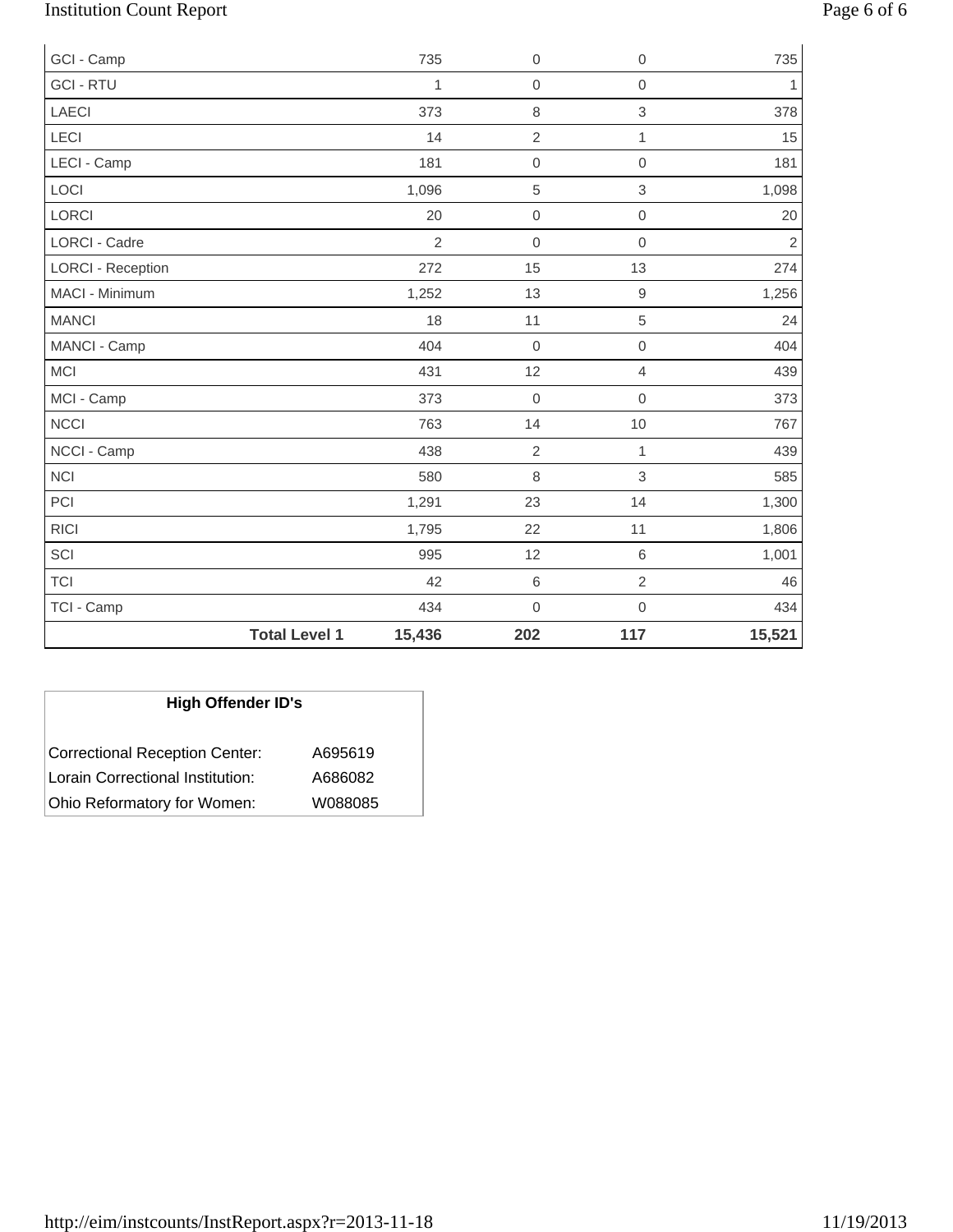| | | | | |
|---|---|---|---|---|
| GCI - Camp | 735 | 0 | 0 | 735 |
| GCI - RTU | 1 | 0 | 0 | 1 |
| LAECI | 373 | 8 | 3 | 378 |
| LECI | 14 | 2 | 1 | 15 |
| LECI - Camp | 181 | 0 | 0 | 181 |
| LOCI | 1,096 | 5 | 3 | 1,098 |
| LORCI | 20 | 0 | 0 | 20 |
| LORCI - Cadre | 2 | 0 | 0 | 2 |
| LORCI - Reception | 272 | 15 | 13 | 274 |
| MACI - Minimum | 1,252 | 13 | 9 | 1,256 |
| MANCI | 18 | 11 | 5 | 24 |
| MANCI - Camp | 404 | 0 | 0 | 404 |
| MCI | 431 | 12 | 4 | 439 |
| MCI - Camp | 373 | 0 | 0 | 373 |
| NCCI | 763 | 14 | 10 | 767 |
| NCCI - Camp | 438 | 2 | 1 | 439 |
| NCI | 580 | 8 | 3 | 585 |
| PCI | 1,291 | 23 | 14 | 1,300 |
| RICI | 1,795 | 22 | 11 | 1,806 |
| SCI | 995 | 12 | 6 | 1,001 |
| TCI | 42 | 6 | 2 | 46 |
| TCI - Camp | 434 | 0 | 0 | 434 |
| **Total Level 1** | **15,436** | **202** | **117** | **15,521** |

| **High Offender ID's** | |
|---|---|
| Correctional Reception Center: | A695619 |
| Lorain Correctional Institution: | A686082 |
| Ohio Reformatory for Women: | W088085 |

http://eim/instcounts/InstReport.aspx?r=2013-11-18 11/19/2013